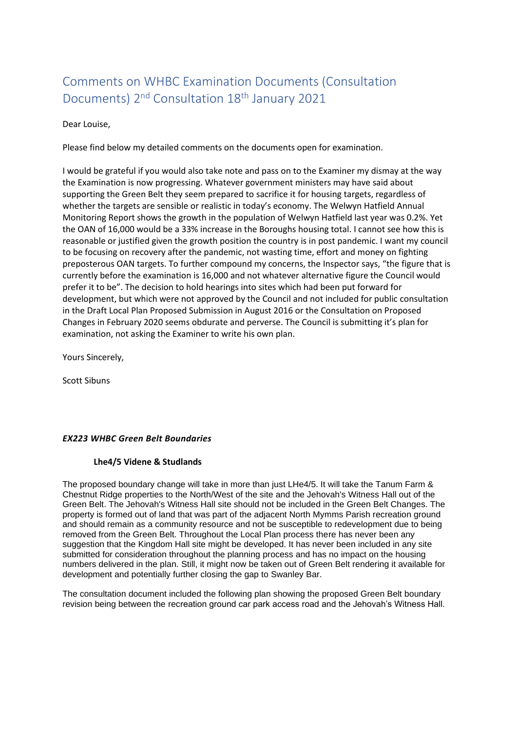# Comments on WHBC Examination Documents (Consultation Documents) 2nd Consultation 18th January 2021

Dear Louise,

Please find below my detailed comments on the documents open for examination.

I would be grateful if you would also take note and pass on to the Examiner my dismay at the way the Examination is now progressing. Whatever government ministers may have said about supporting the Green Belt they seem prepared to sacrifice it for housing targets, regardless of whether the targets are sensible or realistic in today's economy. The Welwyn Hatfield Annual Monitoring Report shows the growth in the population of Welwyn Hatfield last year was 0.2%. Yet the OAN of 16,000 would be a 33% increase in the Boroughs housing total. I cannot see how this is reasonable or justified given the growth position the country is in post pandemic. I want my council to be focusing on recovery after the pandemic, not wasting time, effort and money on fighting preposterous OAN targets. To further compound my concerns, the Inspector says, "the figure that is currently before the examination is 16,000 and not whatever alternative figure the Council would prefer it to be". The decision to hold hearings into sites which had been put forward for development, but which were not approved by the Council and not included for public consultation in the Draft Local Plan Proposed Submission in August 2016 or the Consultation on Proposed Changes in February 2020 seems obdurate and perverse. The Council is submitting it's plan for examination, not asking the Examiner to write his own plan.

Yours Sincerely,

Scott Sibuns

### *EX223 WHBC Green Belt Boundaries*

#### Lhe4/5 Videne & Studlands

The proposed boundary change will take in more than just LHe4/5. It will take the Tanum Farm & Chestnut Ridge properties to the North/West of the site and the Jehovah's Witness Hall out of the Green Belt. The Jehovah's Witness Hall site should not be included in the Green Belt Changes. The property is formed out of land that was part of the adjacent North Mymms Parish recreation ground and should remain as a community resource and not be susceptible to redevelopment due to being removed from the Green Belt. Throughout the Local Plan process there has never been any suggestion that the Kingdom Hall site might be developed. It has never been included in any site submitted for consideration throughout the planning process and has no impact on the housing numbers delivered in the plan. Still, it might now be taken out of Green Belt rendering it available for development and potentially further closing the gap to Swanley Bar.

The consultation document included the following plan showing the proposed Green Belt boundary revision being between the recreation ground car park access road and the Jehovah's Witness Hall.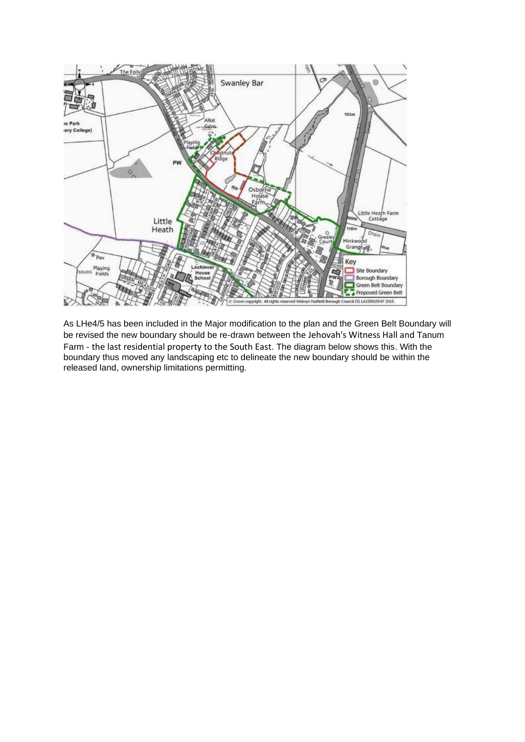As LHe4/5 has been included in the Major modification to the plan and the Green Belt Boundary will be revised the new boundary should be re-drawn between the Jehovah's Witness Hall and Tanum Farm - the last residential property to the South East. The diagram below shows this. With the boundary thus moved any landscaping etc to delineate the new boundary should be within the released land, ownership limitations permitting.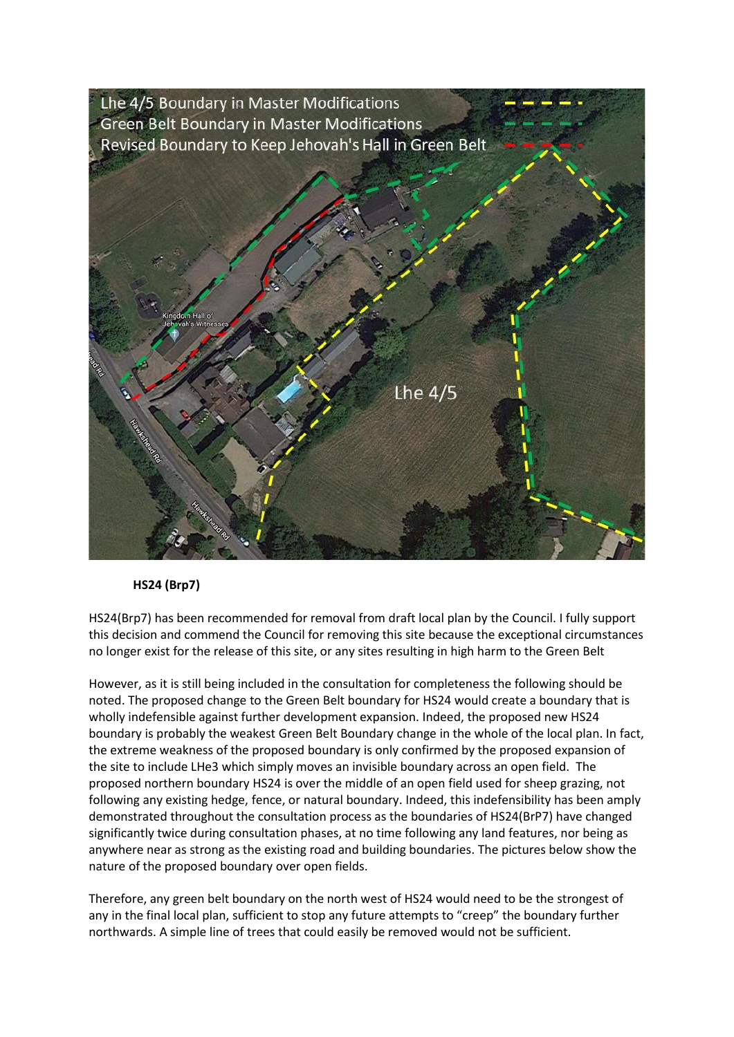**HS24 (Brp7)**

HS24(Brp7) has been recommended for removal from draft local plan by the Council. I fully support this decision and commend the Council for removing this site because the exceptional circumstances no longer exist for the release of this site, or any sites resulting in high harm to the Green Belt

However, as it is still being included in the consultation for completeness the following should be noted. The proposed change to the Green Belt boundary for HS24 would create a boundary that is wholly indefensible against further development expansion. Indeed, the proposed new HS24 boundary is probably the weakest Green Belt Boundary change in the whole of the local plan. In fact, the extreme weakness of the proposed boundary is only confirmed by the proposed expansion of the site to include LHe3 which simply moves an invisible boundary across an open field. The proposed northern boundary HS24 is over the middle of an open field used for sheep grazing, not following any existing hedge, fence, or natural boundary. Indeed, this indefensibility has been amply demonstrated throughout the consultation process as the boundaries of HS24(BrP7) have changed significantly twice during consultation phases, at no time following any land features, nor being as anywhere near as strong as the existing road and building boundaries. The pictures below show the nature of the proposed boundary over open fields.

Therefore, any green belt boundary on the north west of HS24 would need to be the strongest of any in the final local plan, sufficient to stop any future attempts to "creep" the boundary further northwards. A simple line of trees that could easily be removed would not be sufficient.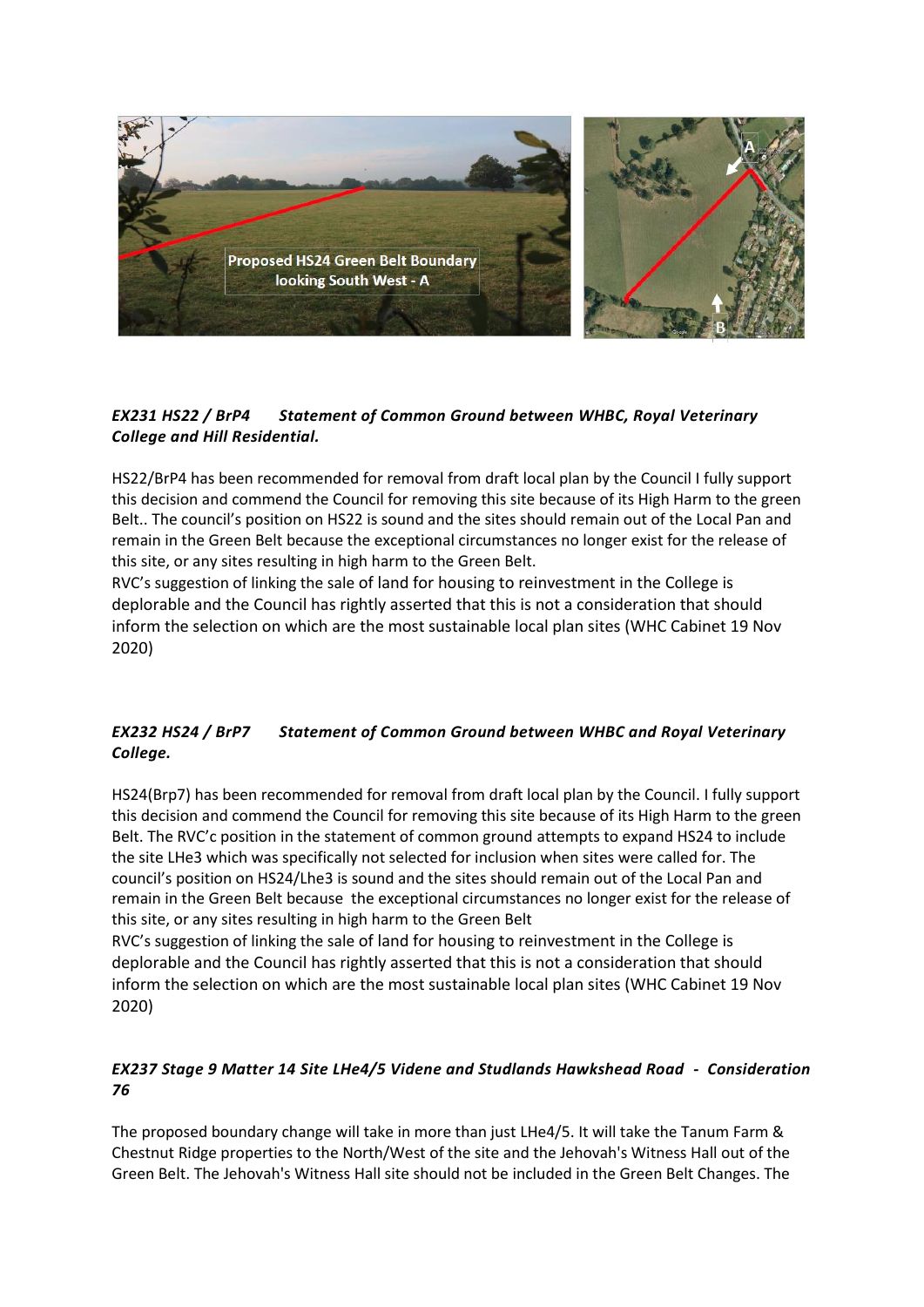Proposed HS24 Green Belt Boundary looking South West - A

### *EX231 HS22 / BrP4 Statement of Common Ground between WHBC, Royal Veterinary College and Hill Residential.*

HS22/BrP4 has been recommended for removal from draft local plan by the Council I fully support this decision and commend the Council for removing this site because of its High Harm to the green Belt.. The council's position on HS22 is sound and the sites should remain out of the Local Pan and remain in the Green Belt because the exceptional circumstances no longer exist for the release of this site, or any sites resulting in high harm to the Green Belt.
RVC's suggestion of linking the sale of land for housing to reinvestment in the College is deplorable and the Council has rightly asserted that this is not a consideration that should inform the selection on which are the most sustainable local plan sites (WHC Cabinet 19 Nov 2020)

### *EX232 HS24 / BrP7 Statement of Common Ground between WHBC and Royal Veterinary College.*

HS24(Brp7) has been recommended for removal from draft local plan by the Council. I fully support this decision and commend the Council for removing this site because of its High Harm to the green Belt. The RVC'c position in the statement of common ground attempts to expand HS24 to include the site LHe3 which was specifically not selected for inclusion when sites were called for. The council's position on HS24/Lhe3 is sound and the sites should remain out of the Local Pan and remain in the Green Belt because the exceptional circumstances no longer exist for the release of this site, or any sites resulting in high harm to the Green Belt
RVC's suggestion of linking the sale of land for housing to reinvestment in the College is deplorable and the Council has rightly asserted that this is not a consideration that should inform the selection on which are the most sustainable local plan sites (WHC Cabinet 19 Nov 2020)

### *EX237 Stage 9 Matter 14 Site LHe4/5 Videne and Studlands Hawkshead Road - Consideration 76*

The proposed boundary change will take in more than just LHe4/5. It will take the Tanum Farm & Chestnut Ridge properties to the North/West of the site and the Jehovah's Witness Hall out of the Green Belt. The Jehovah's Witness Hall site should not be included in the Green Belt Changes. The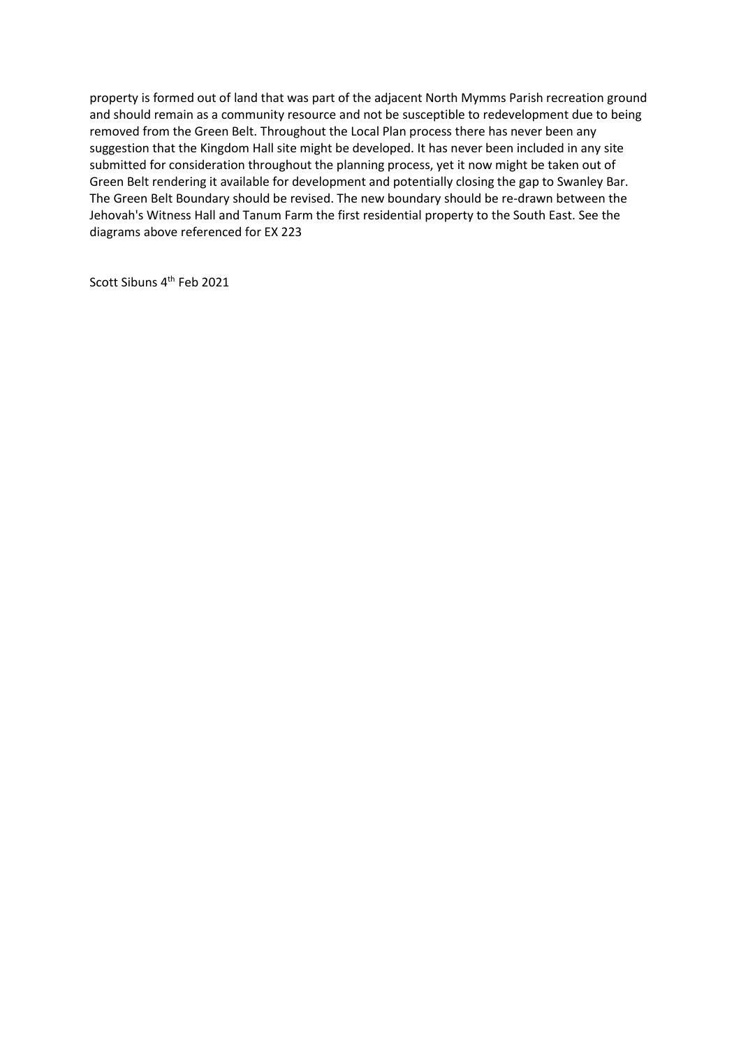property is formed out of land that was part of the adjacent North Mymms Parish recreation ground and should remain as a community resource and not be susceptible to redevelopment due to being removed from the Green Belt. Throughout the Local Plan process there has never been any suggestion that the Kingdom Hall site might be developed. It has never been included in any site submitted for consideration throughout the planning process, yet it now might be taken out of Green Belt rendering it available for development and potentially closing the gap to Swanley Bar. The Green Belt Boundary should be revised. The new boundary should be re-drawn between the Jehovah's Witness Hall and Tanum Farm the first residential property to the South East. See the diagrams above referenced for EX 223

Scott Sibuns 4th Feb 2021